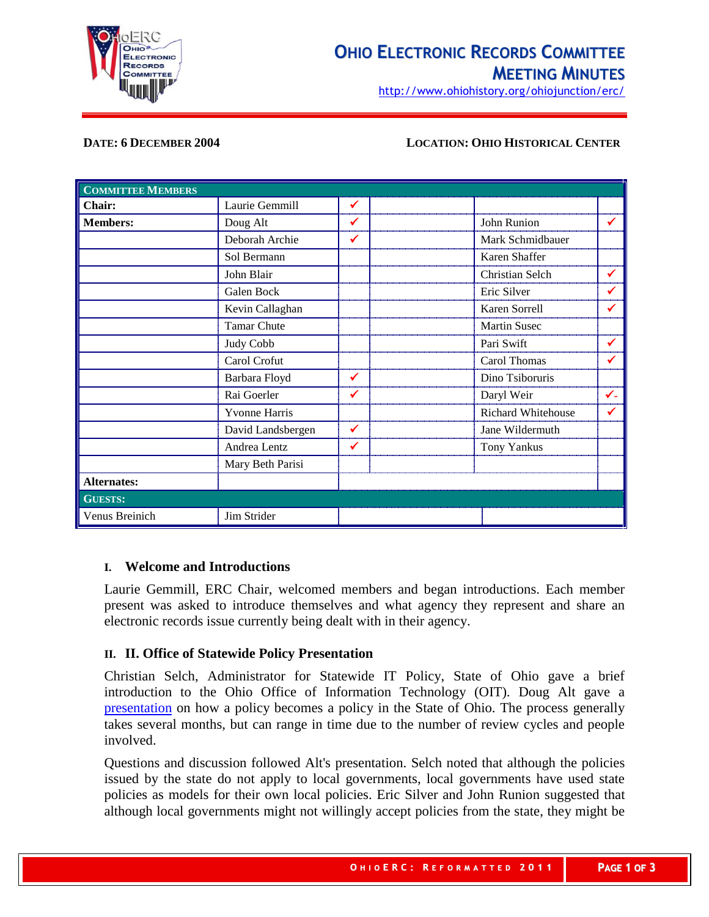# Ohio Electronic Records Committee Meeting Minutes

http://www.ohiohistory.org/ohiojunction/erc/

**DATE: 6 DECEMBER 2004** **LOCATION: OHIO HISTORICAL CENTER**

| COMMITTEE MEMBERS | | | | | |
|---|---|---|---|---|---|
| **Chair:** | Laurie Gemmill | ✓ | | | |
| **Members:** | Doug Alt | ✓ | | John Runion | ✓ |
| | Deborah Archie | ✓ | | Mark Schmidbauer | |
| | Sol Bermann | | | Karen Shaffer | |
| | John Blair | | | Christian Selch | ✓ |
| | Galen Bock | | | Eric Silver | ✓ |
| | Kevin Callaghan | | | Karen Sorrell | ✓ |
| | Tamar Chute | | | Martin Susec | |
| | Judy Cobb | | | Pari Swift | ✓ |
| | Carol Crofut | | | Carol Thomas | ✓ |
| | Barbara Floyd | ✓ | | Dino Tsiboruris | |
| | Rai Goerler | ✓ | | Daryl Weir | ✓- |
| | Yvonne Harris | | | Richard Whitehouse | ✓ |
| | David Landsbergen | ✓ | | Jane Wildermuth | |
| | Andrea Lentz | ✓ | | Tony Yankus | |
| | Mary Beth Parisi | | | | |
| **Alternates:** | | | | | |
| **GUESTS:** | | | | | |
| Venus Breinich | Jim Strider | | | | |

## I. Welcome and Introductions

Laurie Gemmill, ERC Chair, welcomed members and began introductions. Each member present was asked to introduce themselves and what agency they represent and share an electronic records issue currently being dealt with in their agency.

## II. II. Office of Statewide Policy Presentation

Christian Selch, Administrator for Statewide IT Policy, State of Ohio gave a brief introduction to the Ohio Office of Information Technology (OIT). Doug Alt gave a presentation on how a policy becomes a policy in the State of Ohio. The process generally takes several months, but can range in time due to the number of review cycles and people involved.

Questions and discussion followed Alt's presentation. Selch noted that although the policies issued by the state do not apply to local governments, local governments have used state policies as models for their own local policies. Eric Silver and John Runion suggested that although local governments might not willingly accept policies from the state, they might be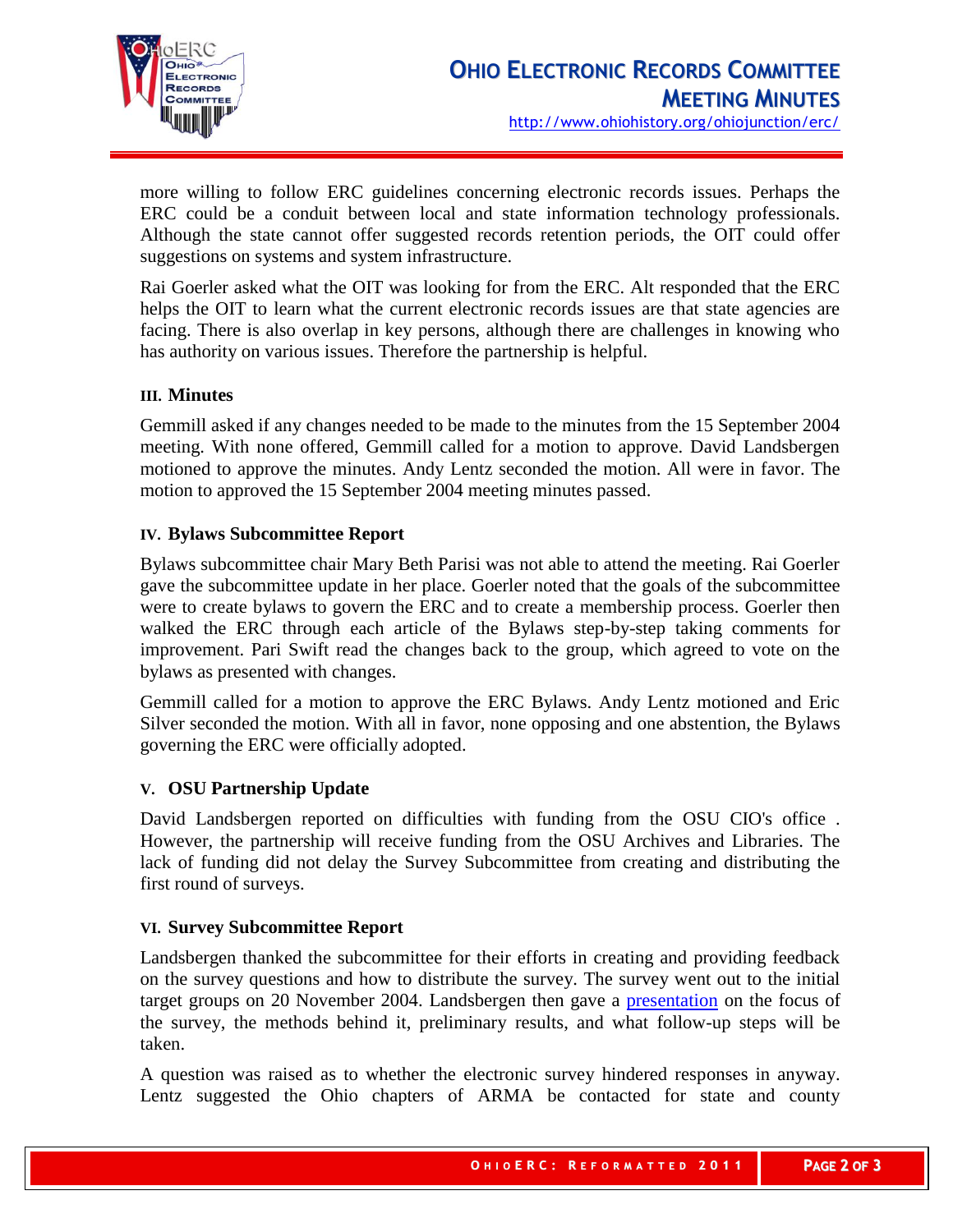more willing to follow ERC guidelines concerning electronic records issues. Perhaps the ERC could be a conduit between local and state information technology professionals. Although the state cannot offer suggested records retention periods, the OIT could offer suggestions on systems and system infrastructure.

Rai Goerler asked what the OIT was looking for from the ERC. Alt responded that the ERC helps the OIT to learn what the current electronic records issues are that state agencies are facing. There is also overlap in key persons, although there are challenges in knowing who has authority on various issues. Therefore the partnership is helpful.

### III. Minutes

Gemmill asked if any changes needed to be made to the minutes from the 15 September 2004 meeting. With none offered, Gemmill called for a motion to approve. David Landsbergen motioned to approve the minutes. Andy Lentz seconded the motion. All were in favor. The motion to approved the 15 September 2004 meeting minutes passed.

### IV. Bylaws Subcommittee Report

Bylaws subcommittee chair Mary Beth Parisi was not able to attend the meeting. Rai Goerler gave the subcommittee update in her place. Goerler noted that the goals of the subcommittee were to create bylaws to govern the ERC and to create a membership process. Goerler then walked the ERC through each article of the Bylaws step-by-step taking comments for improvement. Pari Swift read the changes back to the group, which agreed to vote on the bylaws as presented with changes.

Gemmill called for a motion to approve the ERC Bylaws. Andy Lentz motioned and Eric Silver seconded the motion. With all in favor, none opposing and one abstention, the Bylaws governing the ERC were officially adopted.

### V. OSU Partnership Update

David Landsbergen reported on difficulties with funding from the OSU CIO's office . However, the partnership will receive funding from the OSU Archives and Libraries. The lack of funding did not delay the Survey Subcommittee from creating and distributing the first round of surveys.

### VI. Survey Subcommittee Report

Landsbergen thanked the subcommittee for their efforts in creating and providing feedback on the survey questions and how to distribute the survey. The survey went out to the initial target groups on 20 November 2004. Landsbergen then gave a presentation on the focus of the survey, the methods behind it, preliminary results, and what follow-up steps will be taken.

A question was raised as to whether the electronic survey hindered responses in anyway. Lentz suggested the Ohio chapters of ARMA be contacted for state and county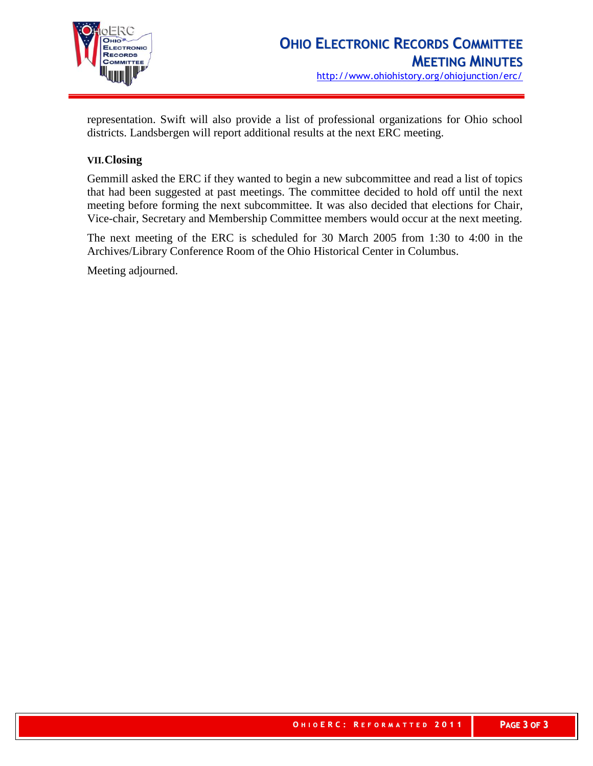representation. Swift will also provide a list of professional organizations for Ohio school districts. Landsbergen will report additional results at the next ERC meeting.

### VII. Closing

Gemmill asked the ERC if they wanted to begin a new subcommittee and read a list of topics that had been suggested at past meetings. The committee decided to hold off until the next meeting before forming the next subcommittee. It was also decided that elections for Chair, Vice-chair, Secretary and Membership Committee members would occur at the next meeting.

The next meeting of the ERC is scheduled for 30 March 2005 from 1:30 to 4:00 in the Archives/Library Conference Room of the Ohio Historical Center in Columbus.

Meeting adjourned.